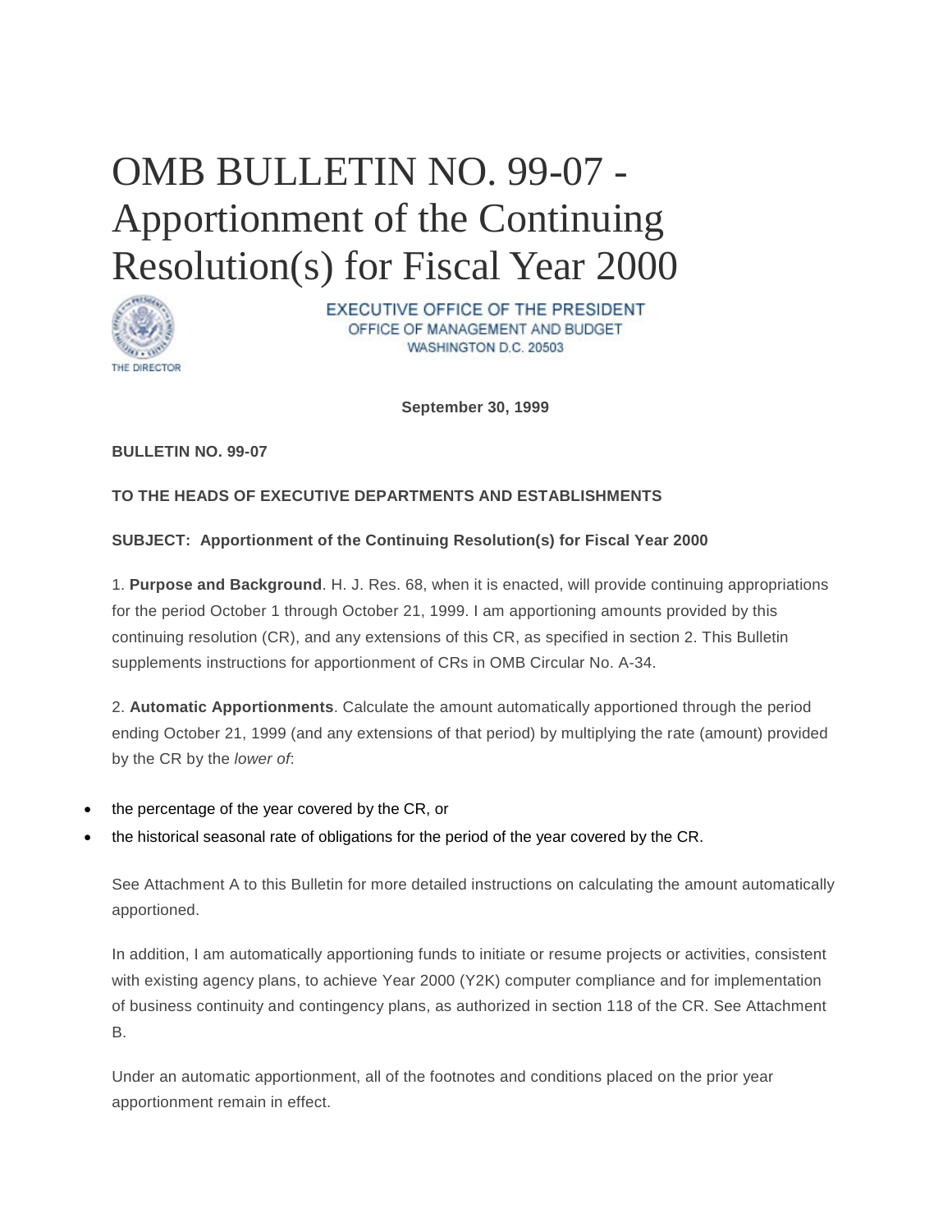# OMB BULLETIN NO. 99-07 - Apportionment of the Continuing Resolution(s) for Fiscal Year 2000

EXECUTIVE OFFICE OF THE PRESIDENT
OFFICE OF MANAGEMENT AND BUDGET
WASHINGTON D.C. 20503

THE DIRECTOR

**September 30, 1999**

**BULLETIN NO. 99-07**

**TO THE HEADS OF EXECUTIVE DEPARTMENTS AND ESTABLISHMENTS**

**SUBJECT: Apportionment of the Continuing Resolution(s) for Fiscal Year 2000**

1. **Purpose and Background**. H. J. Res. 68, when it is enacted, will provide continuing appropriations for the period October 1 through October 21, 1999. I am apportioning amounts provided by this continuing resolution (CR), and any extensions of this CR, as specified in section 2. This Bulletin supplements instructions for apportionment of CRs in OMB Circular No. A-34.

2. **Automatic Apportionments**. Calculate the amount automatically apportioned through the period ending October 21, 1999 (and any extensions of that period) by multiplying the rate (amount) provided by the CR by the *lower of*:

- the percentage of the year covered by the CR, or
- the historical seasonal rate of obligations for the period of the year covered by the CR.

See Attachment A to this Bulletin for more detailed instructions on calculating the amount automatically apportioned.

In addition, I am automatically apportioning funds to initiate or resume projects or activities, consistent with existing agency plans, to achieve Year 2000 (Y2K) computer compliance and for implementation of business continuity and contingency plans, as authorized in section 118 of the CR. See Attachment B.

Under an automatic apportionment, all of the footnotes and conditions placed on the prior year apportionment remain in effect.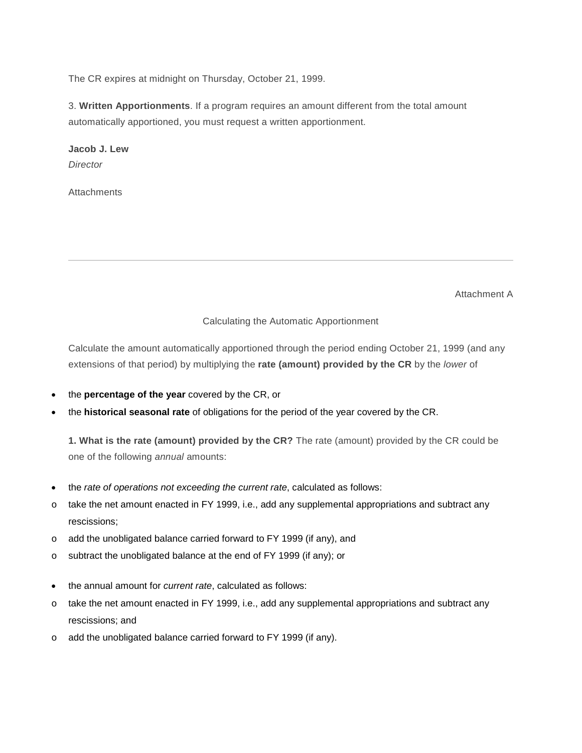The CR expires at midnight on Thursday, October 21, 1999.

3. **Written Apportionments**. If a program requires an amount different from the total amount automatically apportioned, you must request a written apportionment.

**Jacob J. Lew**
*Director*

Attachments

---

Attachment A

Calculating the Automatic Apportionment

Calculate the amount automatically apportioned through the period ending October 21, 1999 (and any extensions of that period) by multiplying the **rate (amount) provided by the CR** by the *lower* of

- the **percentage of the year** covered by the CR, or
- the **historical seasonal rate** of obligations for the period of the year covered by the CR.

**1. What is the rate (amount) provided by the CR?** The rate (amount) provided by the CR could be one of the following *annual* amounts:

- the *rate of operations not exceeding the current rate*, calculated as follows:
  - take the net amount enacted in FY 1999, i.e., add any supplemental appropriations and subtract any rescissions;
  - add the unobligated balance carried forward to FY 1999 (if any), and
  - subtract the unobligated balance at the end of FY 1999 (if any); or

- the annual amount for *current rate*, calculated as follows:
  - take the net amount enacted in FY 1999, i.e., add any supplemental appropriations and subtract any rescissions; and
  - add the unobligated balance carried forward to FY 1999 (if any).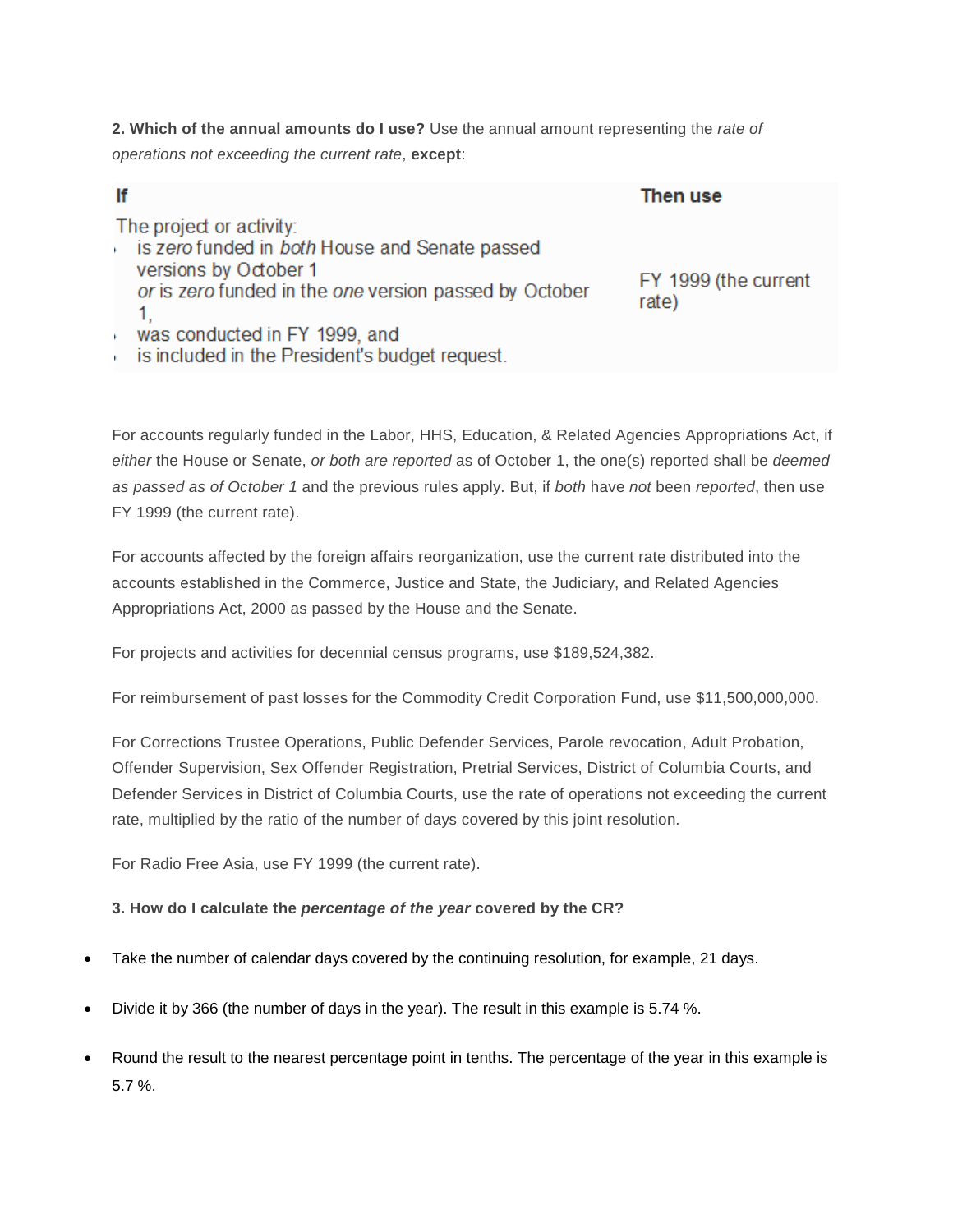**2. Which of the annual amounts do I use?** Use the annual amount representing the *rate of operations not exceeding the current rate*, **except**:

| If | Then use |
|---|---|
| The project or activity: <br>• is *zero* funded in *both* House and Senate passed versions by October 1 *or* is *zero* funded in the *one* version passed by October 1, <br>• was conducted in FY 1999, and <br>• is included in the President's budget request. | FY 1999 (the current rate) |

For accounts regularly funded in the Labor, HHS, Education, & Related Agencies Appropriations Act, if *either* the House or Senate, *or both are reported* as of October 1, the one(s) reported shall be *deemed as passed as of October 1* and the previous rules apply. But, if *both* have *not* been *reported*, then use FY 1999 (the current rate).

For accounts affected by the foreign affairs reorganization, use the current rate distributed into the accounts established in the Commerce, Justice and State, the Judiciary, and Related Agencies Appropriations Act, 2000 as passed by the House and the Senate.

For projects and activities for decennial census programs, use $189,524,382.

For reimbursement of past losses for the Commodity Credit Corporation Fund, use $11,500,000,000.

For Corrections Trustee Operations, Public Defender Services, Parole revocation, Adult Probation, Offender Supervision, Sex Offender Registration, Pretrial Services, District of Columbia Courts, and Defender Services in District of Columbia Courts, use the rate of operations not exceeding the current rate, multiplied by the ratio of the number of days covered by this joint resolution.

For Radio Free Asia, use FY 1999 (the current rate).

**3. How do I calculate the *percentage of the year* covered by the CR?**

- Take the number of calendar days covered by the continuing resolution, for example, 21 days.
- Divide it by 366 (the number of days in the year). The result in this example is 5.74 %.
- Round the result to the nearest percentage point in tenths. The percentage of the year in this example is 5.7 %.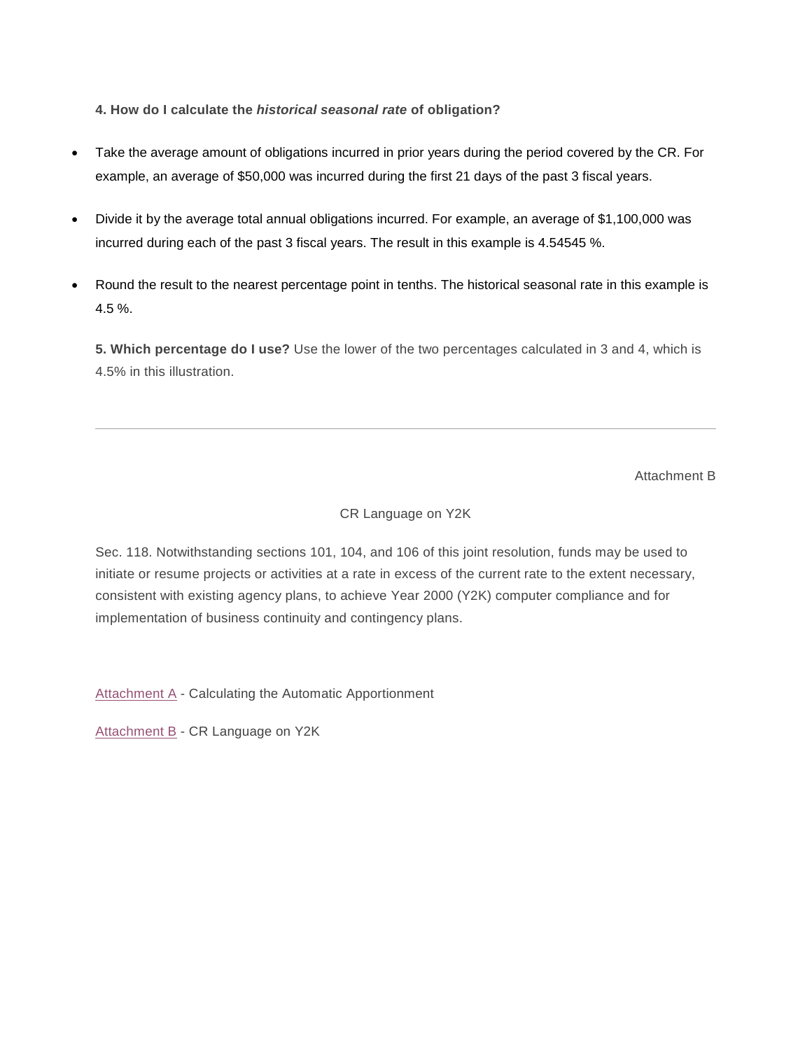**4. How do I calculate the *historical seasonal rate* of obligation?**

- Take the average amount of obligations incurred in prior years during the period covered by the CR. For example, an average of $50,000 was incurred during the first 21 days of the past 3 fiscal years.
- Divide it by the average total annual obligations incurred. For example, an average of $1,100,000 was incurred during each of the past 3 fiscal years. The result in this example is 4.54545 %.
- Round the result to the nearest percentage point in tenths. The historical seasonal rate in this example is 4.5 %.

**5. Which percentage do I use?** Use the lower of the two percentages calculated in 3 and 4, which is 4.5% in this illustration.

---

Attachment B

CR Language on Y2K

Sec. 118. Notwithstanding sections 101, 104, and 106 of this joint resolution, funds may be used to initiate or resume projects or activities at a rate in excess of the current rate to the extent necessary, consistent with existing agency plans, to achieve Year 2000 (Y2K) computer compliance and for implementation of business continuity and contingency plans.

Attachment A - Calculating the Automatic Apportionment

Attachment B - CR Language on Y2K